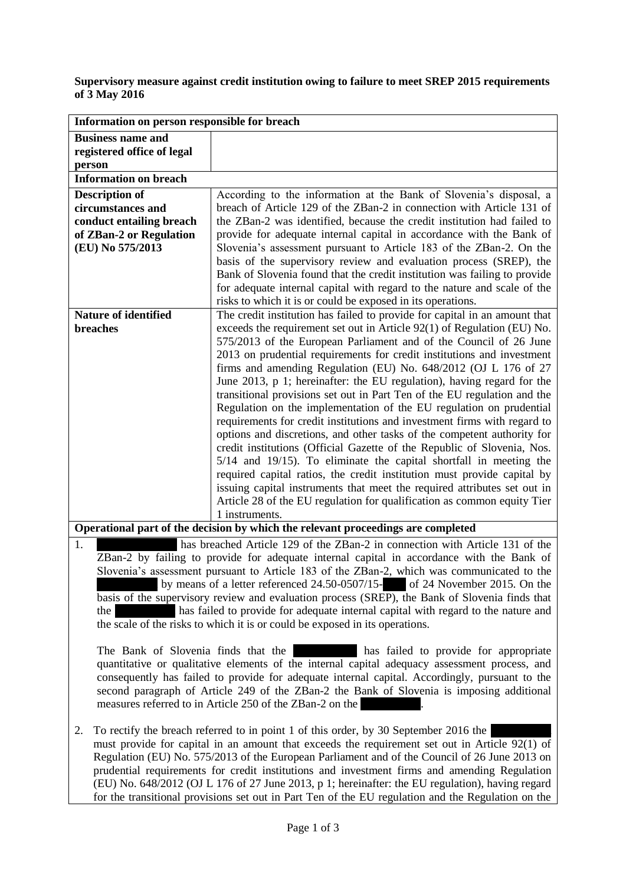**Supervisory measure against credit institution owing to failure to meet SREP 2015 requirements of 3 May 2016**

| Information on person responsible for breach | |
|---|---|
| **Business name and registered office of legal person** | |
| **Information on breach** | |
| **Description of circumstances and conduct entailing breach of ZBan-2 or Regulation (EU) No 575/2013** | According to the information at the Bank of Slovenia's disposal, a breach of Article 129 of the ZBan-2 in connection with Article 131 of the ZBan-2 was identified, because the credit institution had failed to provide for adequate internal capital in accordance with the Bank of Slovenia's assessment pursuant to Article 183 of the ZBan-2. On the basis of the supervisory review and evaluation process (SREP), the Bank of Slovenia found that the credit institution was failing to provide for adequate internal capital with regard to the nature and scale of the risks to which it is or could be exposed in its operations. |
| **Nature of identified breaches** | The credit institution has failed to provide for capital in an amount that exceeds the requirement set out in Article 92(1) of Regulation (EU) No. 575/2013 of the European Parliament and of the Council of 26 June 2013 on prudential requirements for credit institutions and investment firms and amending Regulation (EU) No. 648/2012 (OJ L 176 of 27 June 2013, p 1; hereinafter: the EU regulation), having regard for the transitional provisions set out in Part Ten of the EU regulation and the Regulation on the implementation of the EU regulation on prudential requirements for credit institutions and investment firms with regard to options and discretions, and other tasks of the competent authority for credit institutions (Official Gazette of the Republic of Slovenia, Nos. 5/14 and 19/15). To eliminate the capital shortfall in meeting the required capital ratios, the credit institution must provide capital by issuing capital instruments that meet the required attributes set out in Article 28 of the EU regulation for qualification as common equity Tier 1 instruments. |

**Operational part of the decision by which the relevant proceedings are completed**

1. [redacted] has breached Article 129 of the ZBan-2 in connection with Article 131 of the ZBan-2 by failing to provide for adequate internal capital in accordance with the Bank of Slovenia's assessment pursuant to Article 183 of the ZBan-2, which was communicated to the [redacted] by means of a letter referenced 24.50-0507/15-[redacted] of 24 November 2015. On the basis of the supervisory review and evaluation process (SREP), the Bank of Slovenia finds that the [redacted] has failed to provide for adequate internal capital with regard to the nature and the scale of the risks to which it is or could be exposed in its operations.

   The Bank of Slovenia finds that the [redacted] has failed to provide for appropriate quantitative or qualitative elements of the internal capital adequacy assessment process, and consequently has failed to provide for adequate internal capital. Accordingly, pursuant to the second paragraph of Article 249 of the ZBan-2 the Bank of Slovenia is imposing additional measures referred to in Article 250 of the ZBan-2 on the [redacted].

2. To rectify the breach referred to in point 1 of this order, by 30 September 2016 the [redacted] must provide for capital in an amount that exceeds the requirement set out in Article 92(1) of Regulation (EU) No. 575/2013 of the European Parliament and of the Council of 26 June 2013 on prudential requirements for credit institutions and investment firms and amending Regulation (EU) No. 648/2012 (OJ L 176 of 27 June 2013, p 1; hereinafter: the EU regulation), having regard for the transitional provisions set out in Part Ten of the EU regulation and the Regulation on the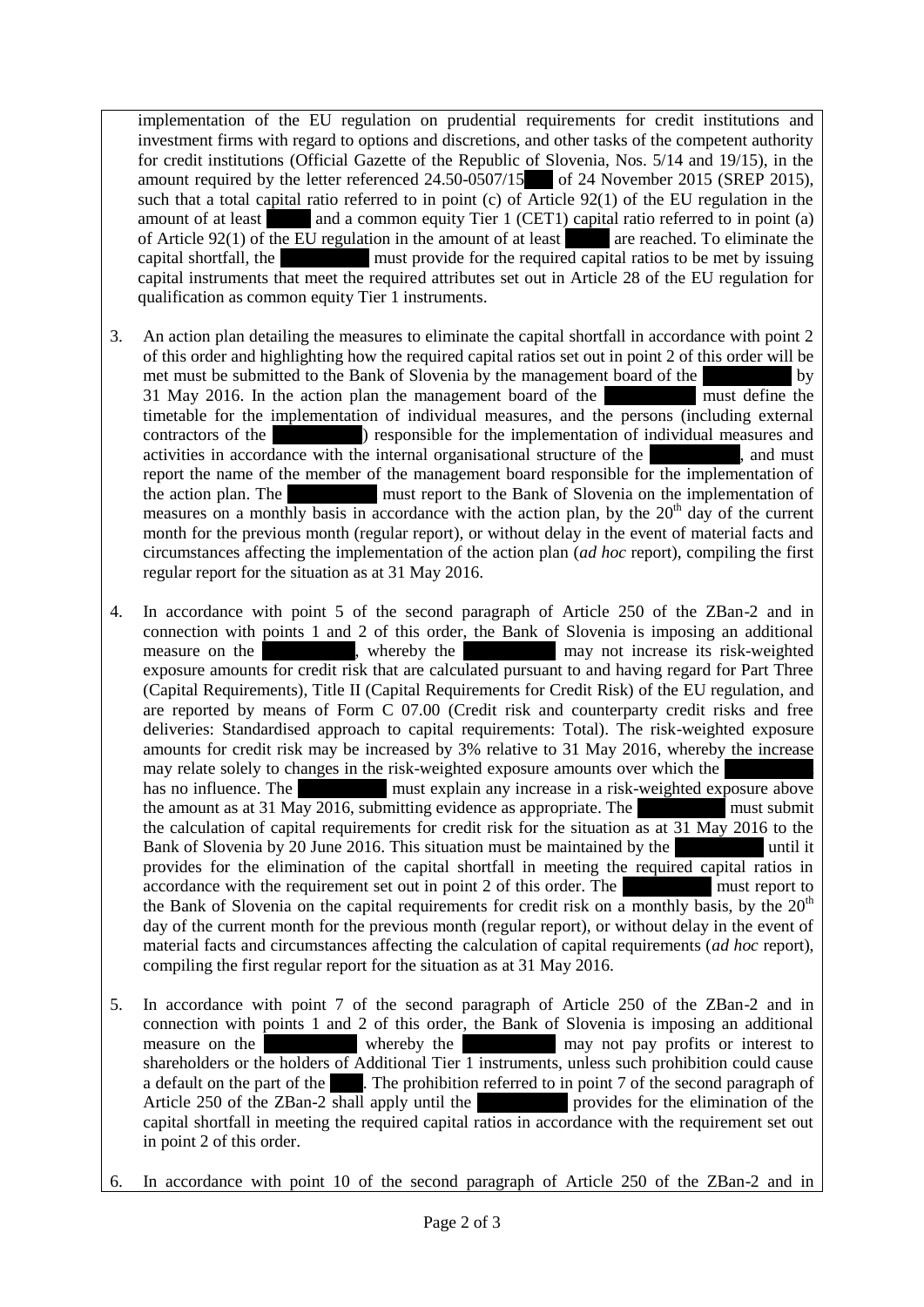implementation of the EU regulation on prudential requirements for credit institutions and investment firms with regard to options and discretions, and other tasks of the competent authority for credit institutions (Official Gazette of the Republic of Slovenia, Nos. 5/14 and 19/15), in the amount required by the letter referenced 24.50-0507/15 of 24 November 2015 (SREP 2015), such that a total capital ratio referred to in point (c) of Article 92(1) of the EU regulation in the amount of at least and a common equity Tier 1 (CET1) capital ratio referred to in point (a) of Article 92(1) of the EU regulation in the amount of at least are reached. To eliminate the capital shortfall, the must provide for the required capital ratios to be met by issuing capital instruments that meet the required attributes set out in Article 28 of the EU regulation for qualification as common equity Tier 1 instruments.

3. An action plan detailing the measures to eliminate the capital shortfall in accordance with point 2 of this order and highlighting how the required capital ratios set out in point 2 of this order will be met must be submitted to the Bank of Slovenia by the management board of the by 31 May 2016. In the action plan the management board of the must define the timetable for the implementation of individual measures, and the persons (including external contractors of the ) responsible for the implementation of individual measures and activities in accordance with the internal organisational structure of the , and must report the name of the member of the management board responsible for the implementation of the action plan. The must report to the Bank of Slovenia on the implementation of measures on a monthly basis in accordance with the action plan, by the 20th day of the current month for the previous month (regular report), or without delay in the event of material facts and circumstances affecting the implementation of the action plan (*ad hoc* report), compiling the first regular report for the situation as at 31 May 2016.

4. In accordance with point 5 of the second paragraph of Article 250 of the ZBan-2 and in connection with points 1 and 2 of this order, the Bank of Slovenia is imposing an additional measure on the , whereby the may not increase its risk-weighted exposure amounts for credit risk that are calculated pursuant to and having regard for Part Three (Capital Requirements), Title II (Capital Requirements for Credit Risk) of the EU regulation, and are reported by means of Form C 07.00 (Credit risk and counterparty credit risks and free deliveries: Standardised approach to capital requirements: Total). The risk-weighted exposure amounts for credit risk may be increased by 3% relative to 31 May 2016, whereby the increase may relate solely to changes in the risk-weighted exposure amounts over which the has no influence. The must explain any increase in a risk-weighted exposure above the amount as at 31 May 2016, submitting evidence as appropriate. The must submit the calculation of capital requirements for credit risk for the situation as at 31 May 2016 to the Bank of Slovenia by 20 June 2016. This situation must be maintained by the until it provides for the elimination of the capital shortfall in meeting the required capital ratios in accordance with the requirement set out in point 2 of this order. The must report to the Bank of Slovenia on the capital requirements for credit risk on a monthly basis, by the 20th day of the current month for the previous month (regular report), or without delay in the event of material facts and circumstances affecting the calculation of capital requirements (*ad hoc* report), compiling the first regular report for the situation as at 31 May 2016.

5. In accordance with point 7 of the second paragraph of Article 250 of the ZBan-2 and in connection with points 1 and 2 of this order, the Bank of Slovenia is imposing an additional measure on the whereby the may not pay profits or interest to shareholders or the holders of Additional Tier 1 instruments, unless such prohibition could cause a default on the part of the . The prohibition referred to in point 7 of the second paragraph of Article 250 of the ZBan-2 shall apply until the provides for the elimination of the capital shortfall in meeting the required capital ratios in accordance with the requirement set out in point 2 of this order.

6. In accordance with point 10 of the second paragraph of Article 250 of the ZBan-2 and in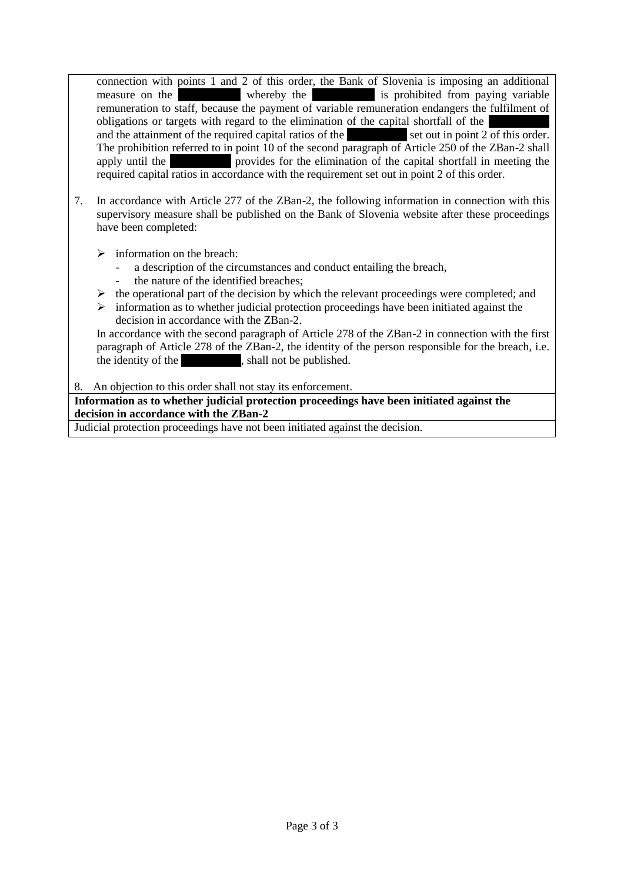connection with points 1 and 2 of this order, the Bank of Slovenia is imposing an additional measure on the ██████ whereby the ██████ is prohibited from paying variable remuneration to staff, because the payment of variable remuneration endangers the fulfilment of obligations or targets with regard to the elimination of the capital shortfall of the ██████ and the attainment of the required capital ratios of the ██████ set out in point 2 of this order. The prohibition referred to in point 10 of the second paragraph of Article 250 of the ZBan-2 shall apply until the ██████ provides for the elimination of the capital shortfall in meeting the required capital ratios in accordance with the requirement set out in point 2 of this order.

7. In accordance with Article 277 of the ZBan-2, the following information in connection with this supervisory measure shall be published on the Bank of Slovenia website after these proceedings have been completed:

   - information on the breach:
     - a description of the circumstances and conduct entailing the breach,
     - the nature of the identified breaches;
   - the operational part of the decision by which the relevant proceedings were completed; and
   - information as to whether judicial protection proceedings have been initiated against the decision in accordance with the ZBan-2.

   In accordance with the second paragraph of Article 278 of the ZBan-2 in connection with the first paragraph of Article 278 of the ZBan-2, the identity of the person responsible for the breach, i.e. the identity of the ██████, shall not be published.

8. An objection to this order shall not stay its enforcement.

**Information as to whether judicial protection proceedings have been initiated against the decision in accordance with the ZBan-2**

Judicial protection proceedings have not been initiated against the decision.